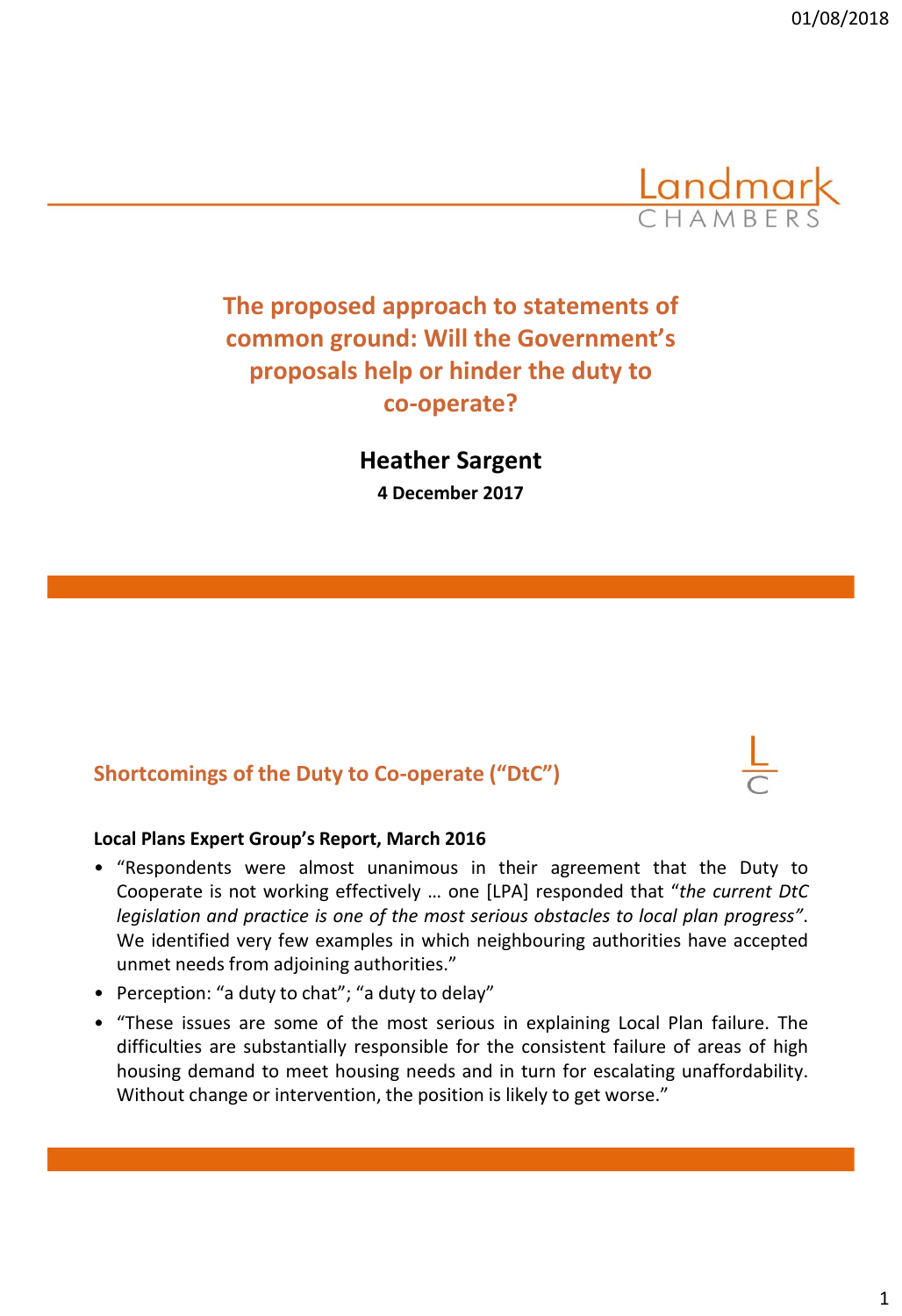# The proposed approach to statements of common ground: Will the Government's proposals help or hinder the duty to co-operate?

**Heather Sargent**

**4 December 2017**

## Shortcomings of the Duty to Co-operate ("DtC")

**Local Plans Expert Group's Report, March 2016**

- "Respondents were almost unanimous in their agreement that the Duty to Cooperate is not working effectively … one [LPA] responded that "*the current DtC legislation and practice is one of the most serious obstacles to local plan progress*". We identified very few examples in which neighbouring authorities have accepted unmet needs from adjoining authorities."
- Perception: "a duty to chat"; "a duty to delay"
- "These issues are some of the most serious in explaining Local Plan failure. The difficulties are substantially responsible for the consistent failure of areas of high housing demand to meet housing needs and in turn for escalating unaffordability. Without change or intervention, the position is likely to get worse."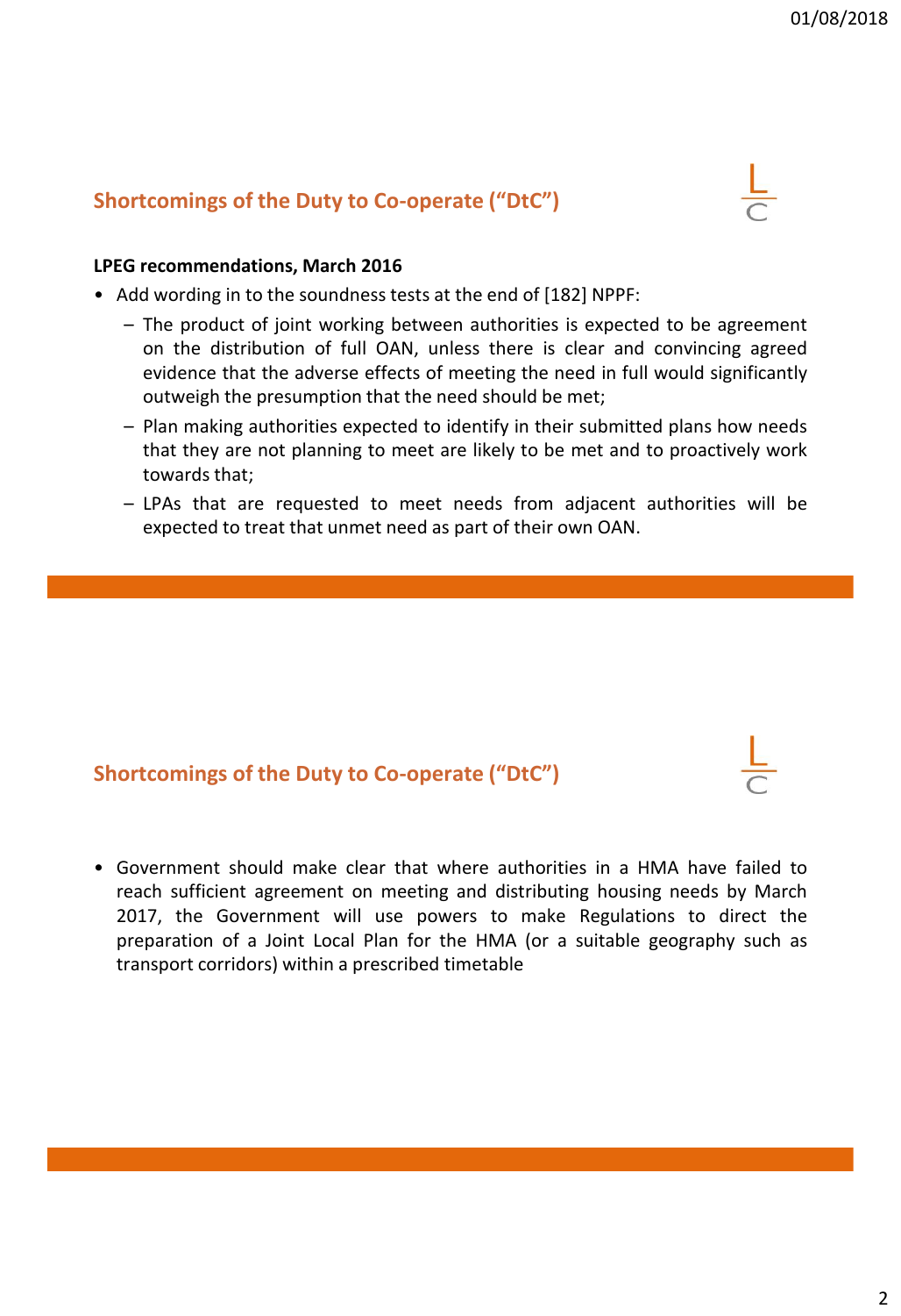## Shortcomings of the Duty to Co-operate ("DtC")

**LPEG recommendations, March 2016**

- Add wording in to the soundness tests at the end of [182] NPPF:
  - The product of joint working between authorities is expected to be agreement on the distribution of full OAN, unless there is clear and convincing agreed evidence that the adverse effects of meeting the need in full would significantly outweigh the presumption that the need should be met;
  - Plan making authorities expected to identify in their submitted plans how needs that they are not planning to meet are likely to be met and to proactively work towards that;
  - LPAs that are requested to meet needs from adjacent authorities will be expected to treat that unmet need as part of their own OAN.

## Shortcomings of the Duty to Co-operate ("DtC")

- Government should make clear that where authorities in a HMA have failed to reach sufficient agreement on meeting and distributing housing needs by March 2017, the Government will use powers to make Regulations to direct the preparation of a Joint Local Plan for the HMA (or a suitable geography such as transport corridors) within a prescribed timetable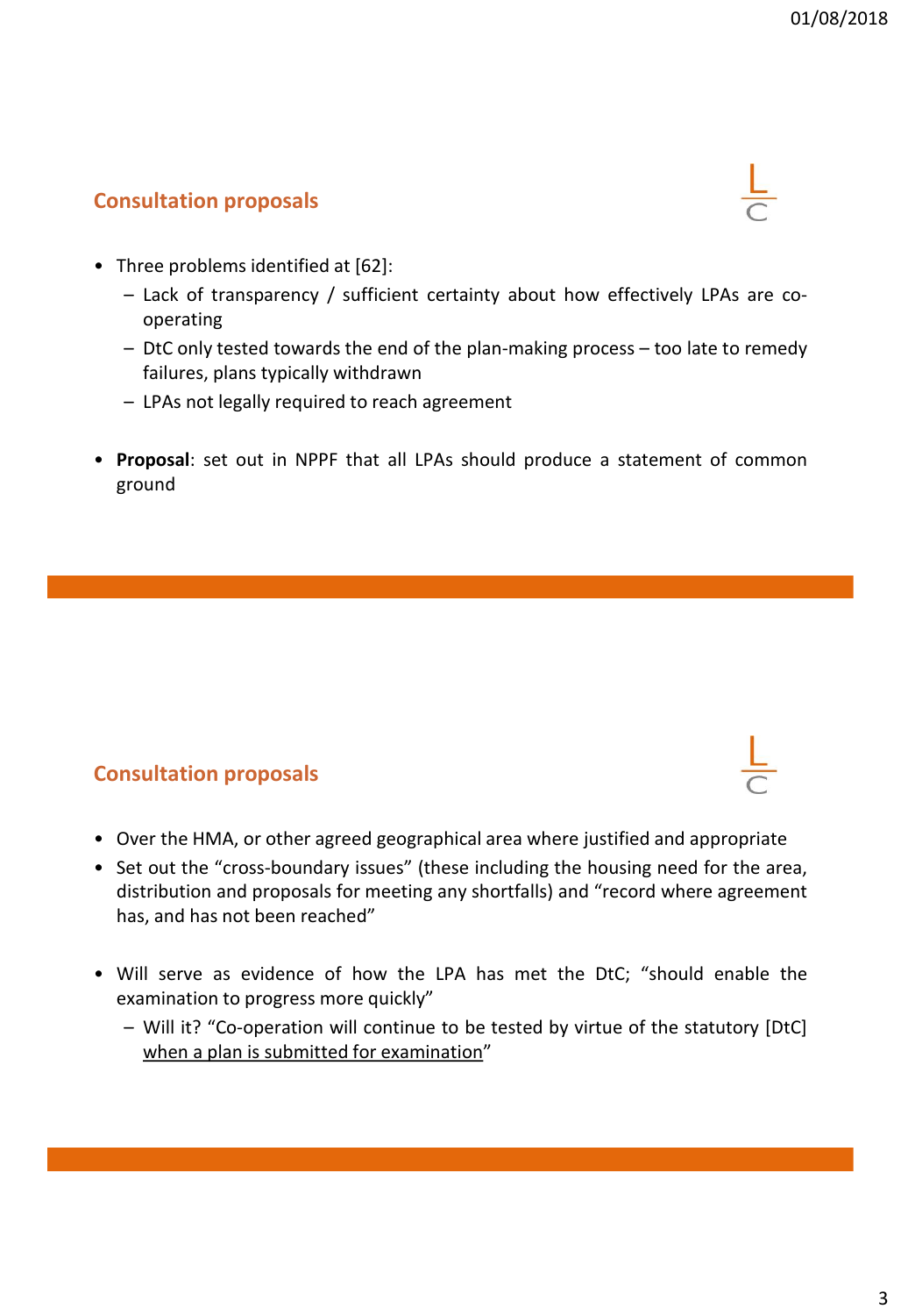## Consultation proposals

- Three problems identified at [62]:
  - Lack of transparency / sufficient certainty about how effectively LPAs are co-operating
  - DtC only tested towards the end of the plan-making process – too late to remedy failures, plans typically withdrawn
  - LPAs not legally required to reach agreement

- **Proposal**: set out in NPPF that all LPAs should produce a statement of common ground

## Consultation proposals

- Over the HMA, or other agreed geographical area where justified and appropriate
- Set out the "cross-boundary issues" (these including the housing need for the area, distribution and proposals for meeting any shortfalls) and "record where agreement has, and has not been reached"

- Will serve as evidence of how the LPA has met the DtC; "should enable the examination to progress more quickly"
  - Will it? "Co-operation will continue to be tested by virtue of the statutory [DtC] <u>when a plan is submitted for examination</u>"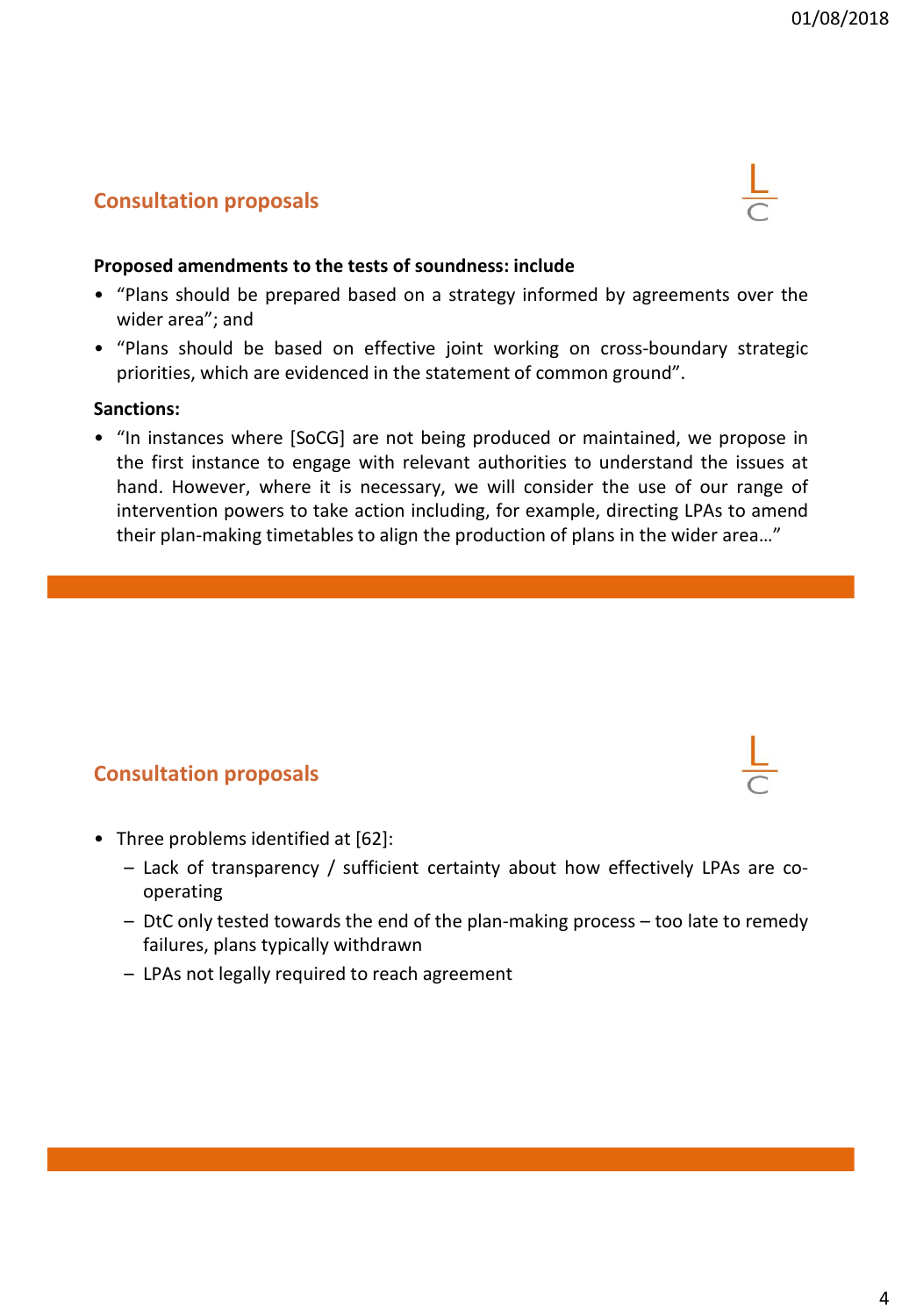## Consultation proposals

**Proposed amendments to the tests of soundness: include**

- "Plans should be prepared based on a strategy informed by agreements over the wider area"; and
- "Plans should be based on effective joint working on cross-boundary strategic priorities, which are evidenced in the statement of common ground".

**Sanctions:**

- "In instances where [SoCG] are not being produced or maintained, we propose in the first instance to engage with relevant authorities to understand the issues at hand. However, where it is necessary, we will consider the use of our range of intervention powers to take action including, for example, directing LPAs to amend their plan-making timetables to align the production of plans in the wider area…"

## Consultation proposals

- Three problems identified at [62]:
  - Lack of transparency / sufficient certainty about how effectively LPAs are co-operating
  - DtC only tested towards the end of the plan-making process – too late to remedy failures, plans typically withdrawn
  - LPAs not legally required to reach agreement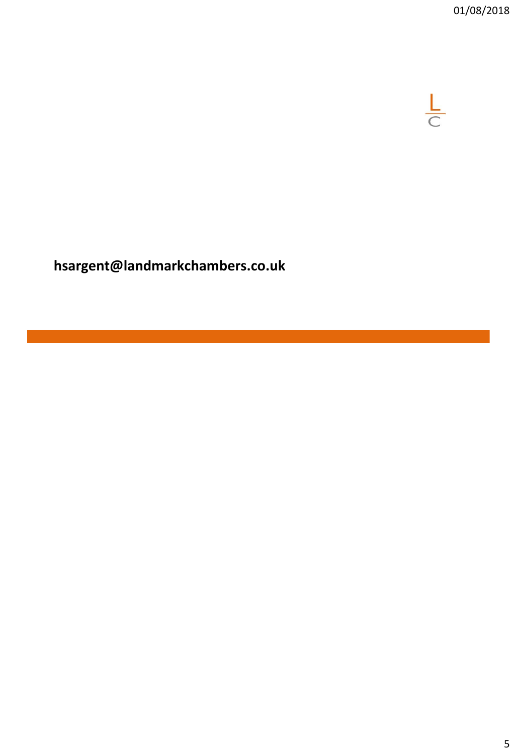**hsargent@landmarkchambers.co.uk**